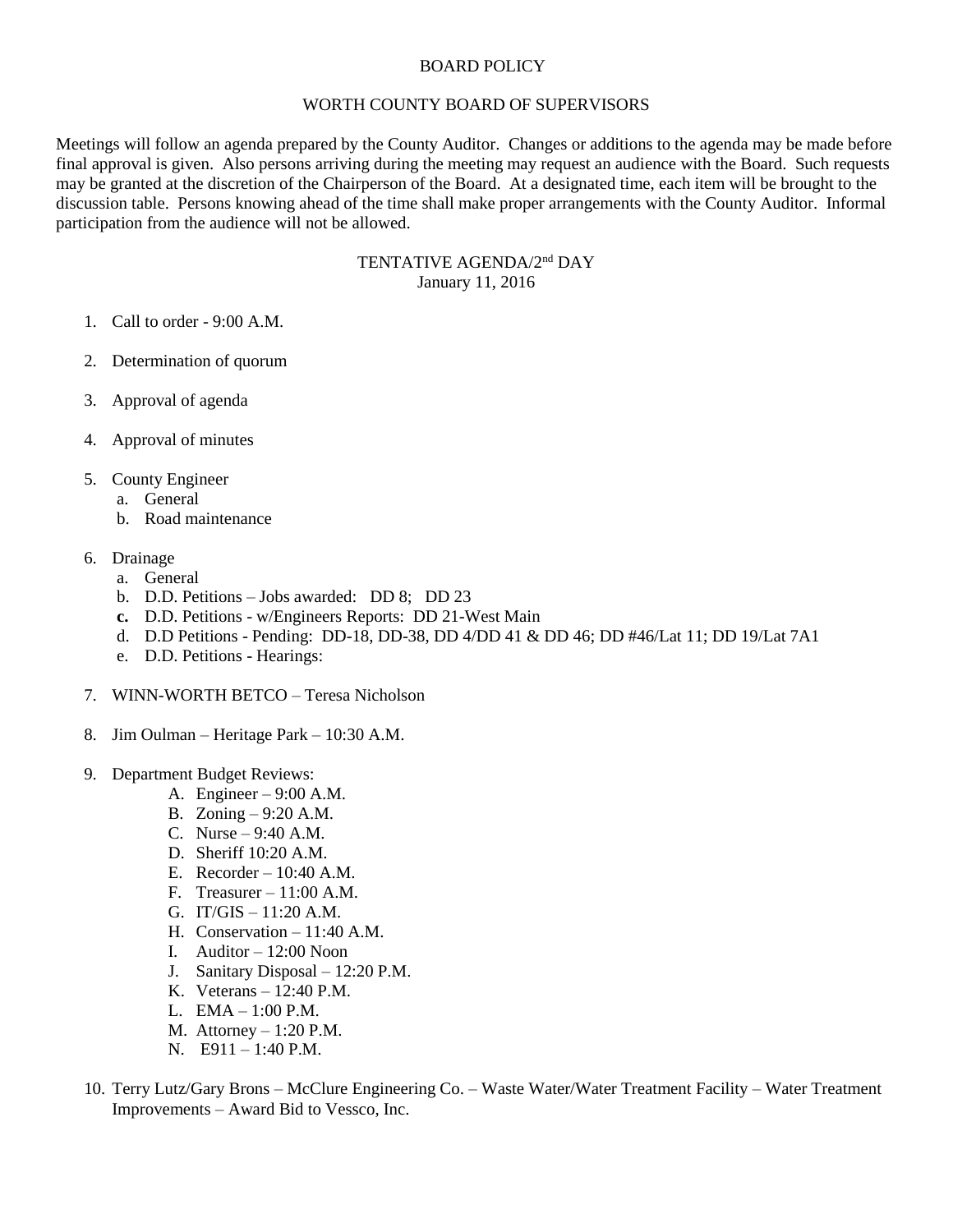# BOARD POLICY

## WORTH COUNTY BOARD OF SUPERVISORS

Meetings will follow an agenda prepared by the County Auditor. Changes or additions to the agenda may be made before final approval is given. Also persons arriving during the meeting may request an audience with the Board. Such requests may be granted at the discretion of the Chairperson of the Board. At a designated time, each item will be brought to the discussion table. Persons knowing ahead of the time shall make proper arrangements with the County Auditor. Informal participation from the audience will not be allowed.

## TENTATIVE AGENDA/2nd DAY
January 11, 2016

1. Call to order - 9:00 A.M.

2. Determination of quorum

3. Approval of agenda

4. Approval of minutes

5. County Engineer
   a. General
   b. Road maintenance

6. Drainage
   a. General
   b. D.D. Petitions – Jobs awarded: DD 8; DD 23
   **c.** D.D. Petitions - w/Engineers Reports: DD 21-West Main
   d. D.D Petitions - Pending: DD-18, DD-38, DD 4/DD 41 & DD 46; DD #46/Lat 11; DD 19/Lat 7A1
   e. D.D. Petitions - Hearings:

7. WINN-WORTH BETCO – Teresa Nicholson

8. Jim Oulman – Heritage Park – 10:30 A.M.

9. Department Budget Reviews:
   A. Engineer – 9:00 A.M.
   B. Zoning – 9:20 A.M.
   C. Nurse – 9:40 A.M.
   D. Sheriff 10:20 A.M.
   E. Recorder – 10:40 A.M.
   F. Treasurer – 11:00 A.M.
   G. IT/GIS – 11:20 A.M.
   H. Conservation – 11:40 A.M.
   I. Auditor – 12:00 Noon
   J. Sanitary Disposal – 12:20 P.M.
   K. Veterans – 12:40 P.M.
   L. EMA – 1:00 P.M.
   M. Attorney – 1:20 P.M.
   N. E911 – 1:40 P.M.

10. Terry Lutz/Gary Brons – McClure Engineering Co. – Waste Water/Water Treatment Facility – Water Treatment Improvements – Award Bid to Vessco, Inc.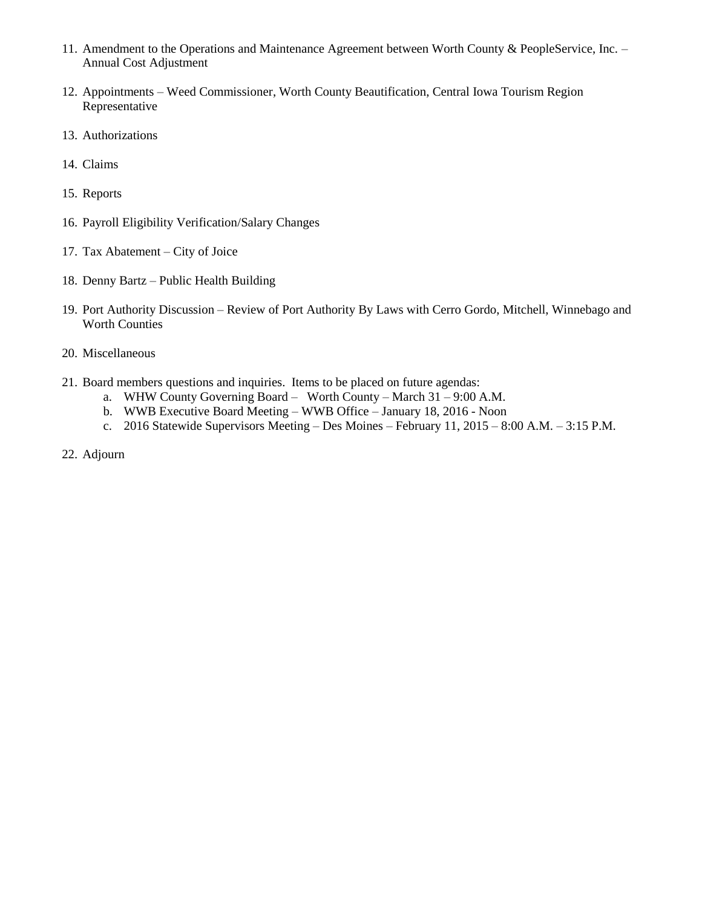11. Amendment to the Operations and Maintenance Agreement between Worth County & PeopleService, Inc. – Annual Cost Adjustment

12. Appointments – Weed Commissioner, Worth County Beautification, Central Iowa Tourism Region Representative

13. Authorizations

14. Claims

15. Reports

16. Payroll Eligibility Verification/Salary Changes

17. Tax Abatement – City of Joice

18. Denny Bartz – Public Health Building

19. Port Authority Discussion – Review of Port Authority By Laws with Cerro Gordo, Mitchell, Winnebago and Worth Counties

20. Miscellaneous

21. Board members questions and inquiries. Items to be placed on future agendas:
    a. WHW County Governing Board – Worth County – March 31 – 9:00 A.M.
    b. WWB Executive Board Meeting – WWB Office – January 18, 2016 - Noon
    c. 2016 Statewide Supervisors Meeting – Des Moines – February 11, 2015 – 8:00 A.M. – 3:15 P.M.

22. Adjourn